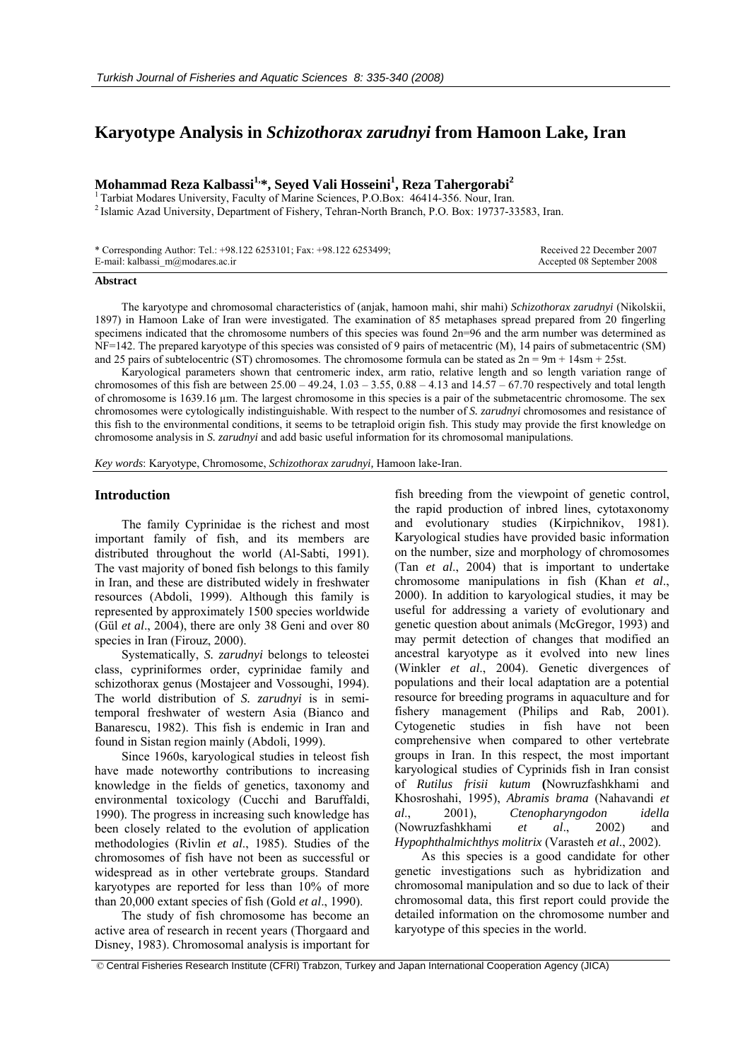# Karyotype Analysis in *Schizothorax zarudnyi* from Hamoon Lake, Iran

**Mohammad Reza Kalbassi[1,*], Seyed Vali Hosseini[1], Reza Tahergorabi[2]**

[1] Tarbiat Modares University, Faculty of Marine Sciences, P.O.Box: 46414-356. Nour, Iran.
[2] Islamic Azad University, Department of Fishery, Tehran-North Branch, P.O. Box: 19737-33583, Iran.

\* Corresponding Author: Tel.: +98.122 6253101; Fax: +98.122 6253499;
E-mail: kalbassi_m@modares.ac.ir

Received 22 December 2007
Accepted 08 September 2008

### Abstract

The karyotype and chromosomal characteristics of (anjak, hamoon mahi, shir mahi) *Schizothorax zarudnyi* (Nikolskii, 1897) in Hamoon Lake of Iran were investigated. The examination of 85 metaphases spread prepared from 20 fingerling specimens indicated that the chromosome numbers of this species was found 2n=96 and the arm number was determined as NF=142. The prepared karyotype of this species was consisted of 9 pairs of metacentric (M), 14 pairs of submetacentric (SM) and 25 pairs of subtelocentric (ST) chromosomes. The chromosome formula can be stated as 2n = 9m + 14sm + 25st.

Karyological parameters shown that centromeric index, arm ratio, relative length and so length variation range of chromosomes of this fish are between 25.00 – 49.24, 1.03 – 3.55, 0.88 – 4.13 and 14.57 – 67.70 respectively and total length of chromosome is 1639.16 µm. The largest chromosome in this species is a pair of the submetacentric chromosome. The sex chromosomes were cytologically indistinguishable. With respect to the number of *S. zarudnyi* chromosomes and resistance of this fish to the environmental conditions, it seems to be tetraploid origin fish. This study may provide the first knowledge on chromosome analysis in *S. zarudnyi* and add basic useful information for its chromosomal manipulations.

*Key words*: Karyotype, Chromosome, *Schizothorax zarudnyi*, Hamoon lake-Iran.

## Introduction

The family Cyprinidae is the richest and most important family of fish, and its members are distributed throughout the world (Al-Sabti, 1991). The vast majority of boned fish belongs to this family in Iran, and these are distributed widely in freshwater resources (Abdoli, 1999). Although this family is represented by approximately 1500 species worldwide (Gül *et al*., 2004), there are only 38 Geni and over 80 species in Iran (Firouz, 2000).

Systematically, *S. zarudnyi* belongs to teleostei class, cypriniformes order, cyprinidae family and schizothorax genus (Mostajeer and Vossoughi, 1994). The world distribution of *S. zarudnyi* is in semi-temporal freshwater of western Asia (Bianco and Banarescu, 1982). This fish is endemic in Iran and found in Sistan region mainly (Abdoli, 1999).

Since 1960s, karyological studies in teleost fish have made noteworthy contributions to increasing knowledge in the fields of genetics, taxonomy and environmental toxicology (Cucchi and Baruffaldi, 1990). The progress in increasing such knowledge has been closely related to the evolution of application methodologies (Rivlin *et al*., 1985). Studies of the chromosomes of fish have not been as successful or widespread as in other vertebrate groups. Standard karyotypes are reported for less than 10% of more than 20,000 extant species of fish (Gold *et al*., 1990).

The study of fish chromosome has become an active area of research in recent years (Thorgaard and Disney, 1983). Chromosomal analysis is important for fish breeding from the viewpoint of genetic control, the rapid production of inbred lines, cytotaxonomy and evolutionary studies (Kirpichnikov, 1981). Karyological studies have provided basic information on the number, size and morphology of chromosomes (Tan *et al*., 2004) that is important to undertake chromosome manipulations in fish (Khan *et al*., 2000). In addition to karyological studies, it may be useful for addressing a variety of evolutionary and genetic question about animals (McGregor, 1993) and may permit detection of changes that modified an ancestral karyotype as it evolved into new lines (Winkler *et al*., 2004). Genetic divergences of populations and their local adaptation are a potential resource for breeding programs in aquaculture and for fishery management (Philips and Rab, 2001). Cytogenetic studies in fish have not been comprehensive when compared to other vertebrate groups in Iran. In this respect, the most important karyological studies of Cyprinids fish in Iran consist of *Rutilus frisii kutum* (Nowruzfashkhami and Khosroshahi, 1995), *Abramis brama* (Nahavandi *et al*., 2001), *Ctenopharyngodon idella* (Nowruzfashkhami *et al*., 2002) and *Hypophthalmichthys molitrix* (Varasteh *et al*., 2002).

As this species is a good candidate for other genetic investigations such as hybridization and chromosomal manipulation and so due to lack of their chromosomal data, this first report could provide the detailed information on the chromosome number and karyotype of this species in the world.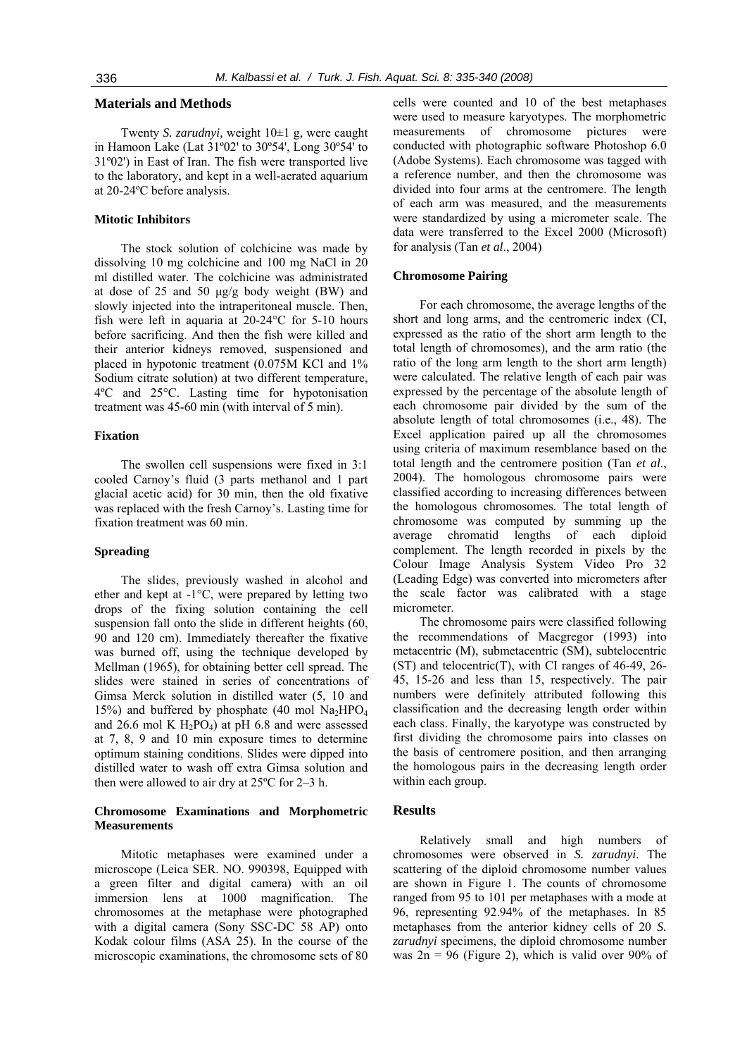## Materials and Methods

Twenty *S. zarudnyi,* weight 10±1 g, were caught in Hamoon Lake (Lat 31º02' to 30º54', Long 30º54' to 31º02') in East of Iran. The fish were transported live to the laboratory, and kept in a well-aerated aquarium at 20-24ºC before analysis.

### Mitotic Inhibitors

The stock solution of colchicine was made by dissolving 10 mg colchicine and 100 mg NaCl in 20 ml distilled water. The colchicine was administrated at dose of 25 and 50 µg/g body weight (BW) and slowly injected into the intraperitoneal muscle. Then, fish were left in aquaria at 20-24°C for 5-10 hours before sacrificing. And then the fish were killed and their anterior kidneys removed, suspensioned and placed in hypotonic treatment (0.075M KCl and 1% Sodium citrate solution) at two different temperature, 4ºC and 25°C. Lasting time for hypotonisation treatment was 45-60 min (with interval of 5 min).

### Fixation

The swollen cell suspensions were fixed in 3:1 cooled Carnoy's fluid (3 parts methanol and 1 part glacial acetic acid) for 30 min, then the old fixative was replaced with the fresh Carnoy's. Lasting time for fixation treatment was 60 min.

### Spreading

The slides, previously washed in alcohol and ether and kept at -1°C, were prepared by letting two drops of the fixing solution containing the cell suspension fall onto the slide in different heights (60, 90 and 120 cm). Immediately thereafter the fixative was burned off, using the technique developed by Mellman (1965), for obtaining better cell spread. The slides were stained in series of concentrations of Gimsa Merck solution in distilled water (5, 10 and 15%) and buffered by phosphate (40 mol $Na_2HPO_4$ and 26.6 mol $KH_2PO_4$) at pH 6.8 and were assessed at 7, 8, 9 and 10 min exposure times to determine optimum staining conditions. Slides were dipped into distilled water to wash off extra Gimsa solution and then were allowed to air dry at 25ºC for 2–3 h.

### Chromosome Examinations and Morphometric Measurements

Mitotic metaphases were examined under a microscope (Leica SER. NO. 990398, Equipped with a green filter and digital camera) with an oil immersion lens at 1000 magnification. The chromosomes at the metaphase were photographed with a digital camera (Sony SSC-DC 58 AP) onto Kodak colour films (ASA 25). In the course of the microscopic examinations, the chromosome sets of 80 cells were counted and 10 of the best metaphases were used to measure karyotypes. The morphometric measurements of chromosome pictures were conducted with photographic software Photoshop 6.0 (Adobe Systems). Each chromosome was tagged with a reference number, and then the chromosome was divided into four arms at the centromere. The length of each arm was measured, and the measurements were standardized by using a micrometer scale. The data were transferred to the Excel 2000 (Microsoft) for analysis (Tan *et al*., 2004)

### Chromosome Pairing

For each chromosome, the average lengths of the short and long arms, and the centromeric index (CI, expressed as the ratio of the short arm length to the total length of chromosomes), and the arm ratio (the ratio of the long arm length to the short arm length) were calculated. The relative length of each pair was expressed by the percentage of the absolute length of each chromosome pair divided by the sum of the absolute length of total chromosomes (i.e., 48). The Excel application paired up all the chromosomes using criteria of maximum resemblance based on the total length and the centromere position (Tan *et al*., 2004). The homologous chromosome pairs were classified according to increasing differences between the homologous chromosomes. The total length of chromosome was computed by summing up the average chromatid lengths of each diploid complement. The length recorded in pixels by the Colour Image Analysis System Video Pro 32 (Leading Edge) was converted into micrometers after the scale factor was calibrated with a stage micrometer.

The chromosome pairs were classified following the recommendations of Macgregor (1993) into metacentric (M), submetacentric (SM), subtelocentric (ST) and telocentric(T), with CI ranges of 46-49, 26-45, 15-26 and less than 15, respectively. The pair numbers were definitely attributed following this classification and the decreasing length order within each class. Finally, the karyotype was constructed by first dividing the chromosome pairs into classes on the basis of centromere position, and then arranging the homologous pairs in the decreasing length order within each group.

## Results

Relatively small and high numbers of chromosomes were observed in *S. zarudnyi*. The scattering of the diploid chromosome number values are shown in Figure 1. The counts of chromosome ranged from 95 to 101 per metaphases with a mode at 96, representing 92.94% of the metaphases. In 85 metaphases from the anterior kidney cells of 20 *S. zarudnyi* specimens, the diploid chromosome number was $2n = 96$ (Figure 2), which is valid over 90% of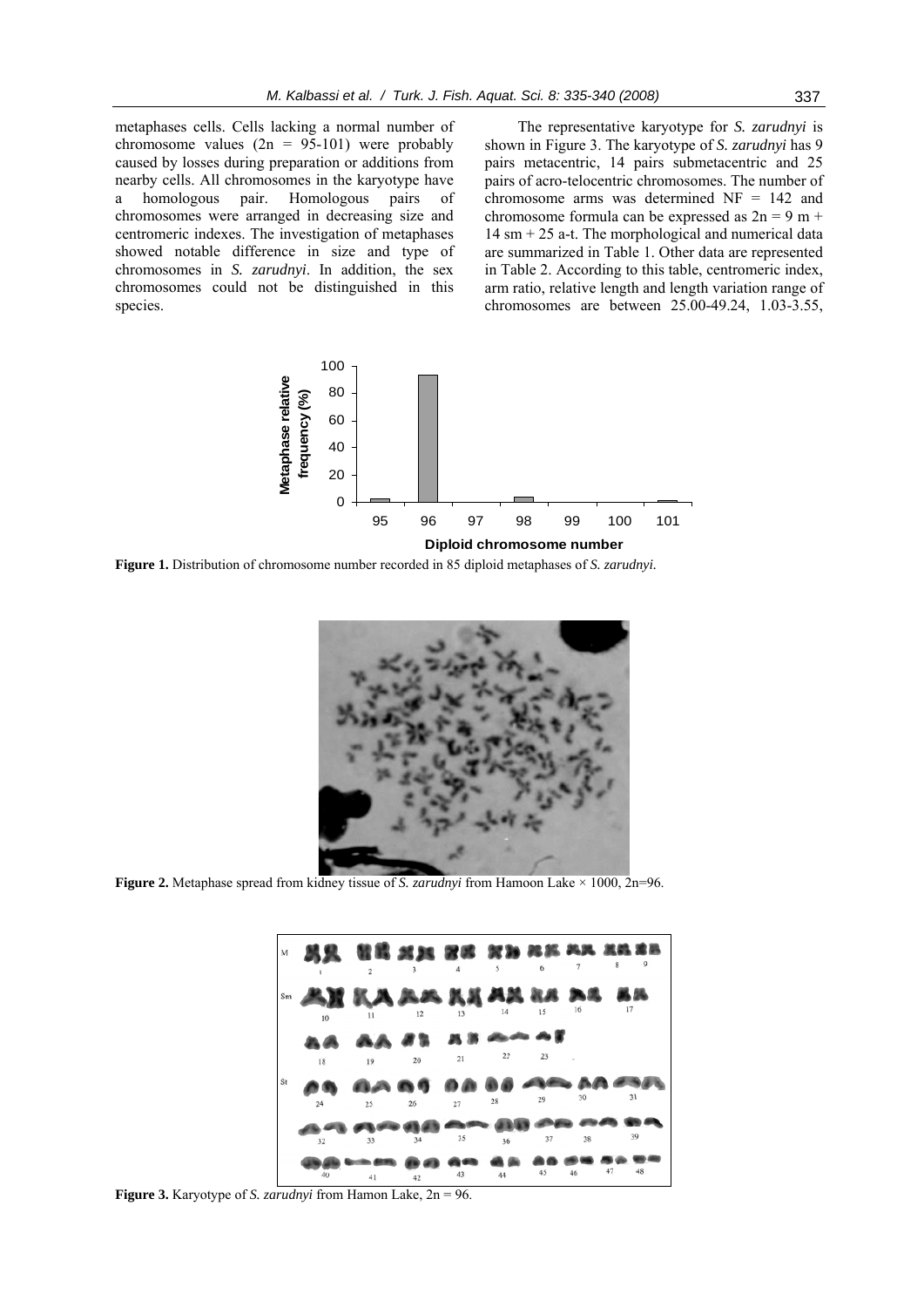metaphases cells. Cells lacking a normal number of chromosome values (2n = 95-101) were probably caused by losses during preparation or additions from nearby cells. All chromosomes in the karyotype have a homologous pair. Homologous pairs of chromosomes were arranged in decreasing size and centromeric indexes. The investigation of metaphases showed notable difference in size and type of chromosomes in *S. zarudnyi*. In addition, the sex chromosomes could not be distinguished in this species.

The representative karyotype for *S. zarudnyi* is shown in Figure 3. The karyotype of *S. zarudnyi* has 9 pairs metacentric, 14 pairs submetacentric and 25 pairs of acro-telocentric chromosomes. The number of chromosome arms was determined NF = 142 and chromosome formula can be expressed as 2n = 9 m + 14 sm + 25 a-t. The morphological and numerical data are summarized in Table 1. Other data are represented in Table 2. According to this table, centromeric index, arm ratio, relative length and length variation range of chromosomes are between 25.00-49.24, 1.03-3.55,

**Figure 1.** Distribution of chromosome number recorded in 85 diploid metaphases of *S. zarudnyi*.

**Figure 2.** Metaphase spread from kidney tissue of *S. zarudnyi* from Hamoon Lake × 1000, 2n=96.

**Figure 3.** Karyotype of *S. zarudnyi* from Hamon Lake, 2n = 96.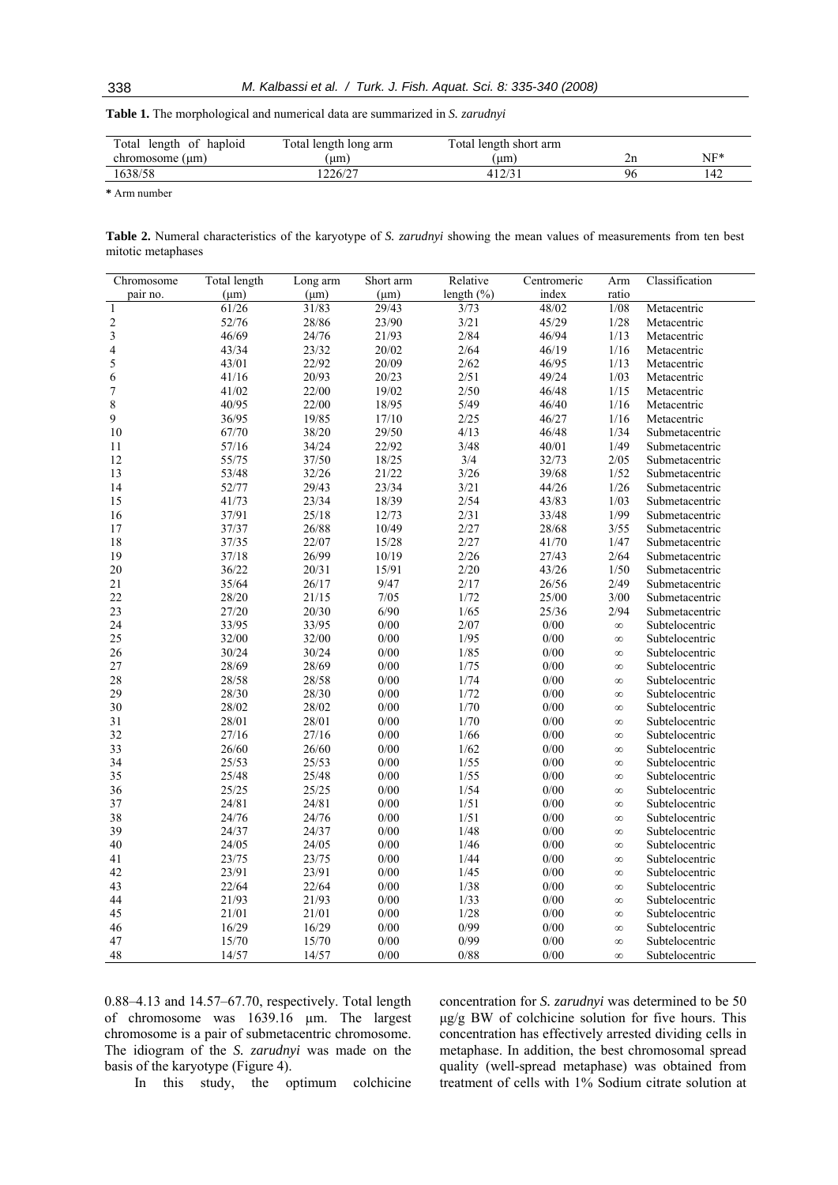**Table 1.** The morphological and numerical data are summarized in *S. zarudnyi*

| Total length of haploid chromosome (μm) | Total length long arm (μm) | Total length short arm (μm) | 2n | NF* |
|---|---|---|---|---|
| 1638/58 | 1226/27 | 412/31 | 96 | 142 |

**\*** Arm number

**Table 2.** Numeral characteristics of the karyotype of *S. zarudnyi* showing the mean values of measurements from ten best mitotic metaphases

| Chromosome pair no. | Total length (μm) | Long arm (μm) | Short arm (μm) | Relative length (%) | Centromeric index | Arm ratio | Classification |
|---|---|---|---|---|---|---|---|
| 1 | 61/26 | 31/83 | 29/43 | 3/73 | 48/02 | 1/08 | Metacentric |
| 2 | 52/76 | 28/86 | 23/90 | 3/21 | 45/29 | 1/28 | Metacentric |
| 3 | 46/69 | 24/76 | 21/93 | 2/84 | 46/94 | 1/13 | Metacentric |
| 4 | 43/34 | 23/32 | 20/02 | 2/64 | 46/19 | 1/16 | Metacentric |
| 5 | 43/01 | 22/92 | 20/09 | 2/62 | 46/95 | 1/13 | Metacentric |
| 6 | 41/16 | 20/93 | 20/23 | 2/51 | 49/24 | 1/03 | Metacentric |
| 7 | 41/02 | 22/00 | 19/02 | 2/50 | 46/48 | 1/15 | Metacentric |
| 8 | 40/95 | 22/00 | 18/95 | 5/49 | 46/40 | 1/16 | Metacentric |
| 9 | 36/95 | 19/85 | 17/10 | 2/25 | 46/27 | 1/16 | Metacentric |
| 10 | 67/70 | 38/20 | 29/50 | 4/13 | 46/48 | 1/34 | Submetacentric |
| 11 | 57/16 | 34/24 | 22/92 | 3/48 | 40/01 | 1/49 | Submetacentric |
| 12 | 55/75 | 37/50 | 18/25 | 3/4 | 32/73 | 2/05 | Submetacentric |
| 13 | 53/48 | 32/26 | 21/22 | 3/26 | 39/68 | 1/52 | Submetacentric |
| 14 | 52/77 | 29/43 | 23/34 | 3/21 | 44/26 | 1/26 | Submetacentric |
| 15 | 41/73 | 23/34 | 18/39 | 2/54 | 43/83 | 1/03 | Submetacentric |
| 16 | 37/91 | 25/18 | 12/73 | 2/31 | 33/48 | 1/99 | Submetacentric |
| 17 | 37/37 | 26/88 | 10/49 | 2/27 | 28/68 | 3/55 | Submetacentric |
| 18 | 37/35 | 22/07 | 15/28 | 2/27 | 41/70 | 1/47 | Submetacentric |
| 19 | 37/18 | 26/99 | 10/19 | 2/26 | 27/43 | 2/64 | Submetacentric |
| 20 | 36/22 | 20/31 | 15/91 | 2/20 | 43/26 | 1/50 | Submetacentric |
| 21 | 35/64 | 26/17 | 9/47 | 2/17 | 26/56 | 2/49 | Submetacentric |
| 22 | 28/20 | 21/15 | 7/05 | 1/72 | 25/00 | 3/00 | Submetacentric |
| 23 | 27/20 | 20/30 | 6/90 | 1/65 | 25/36 | 2/94 | Submetacentric |
| 24 | 33/95 | 33/95 | 0/00 | 2/07 | 0/00 | ∞ | Subtelocentric |
| 25 | 32/00 | 32/00 | 0/00 | 1/95 | 0/00 | ∞ | Subtelocentric |
| 26 | 30/24 | 30/24 | 0/00 | 1/85 | 0/00 | ∞ | Subtelocentric |
| 27 | 28/69 | 28/69 | 0/00 | 1/75 | 0/00 | ∞ | Subtelocentric |
| 28 | 28/58 | 28/58 | 0/00 | 1/74 | 0/00 | ∞ | Subtelocentric |
| 29 | 28/30 | 28/30 | 0/00 | 1/72 | 0/00 | ∞ | Subtelocentric |
| 30 | 28/02 | 28/02 | 0/00 | 1/70 | 0/00 | ∞ | Subtelocentric |
| 31 | 28/01 | 28/01 | 0/00 | 1/70 | 0/00 | ∞ | Subtelocentric |
| 32 | 27/16 | 27/16 | 0/00 | 1/66 | 0/00 | ∞ | Subtelocentric |
| 33 | 26/60 | 26/60 | 0/00 | 1/62 | 0/00 | ∞ | Subtelocentric |
| 34 | 25/53 | 25/53 | 0/00 | 1/55 | 0/00 | ∞ | Subtelocentric |
| 35 | 25/48 | 25/48 | 0/00 | 1/55 | 0/00 | ∞ | Subtelocentric |
| 36 | 25/25 | 25/25 | 0/00 | 1/54 | 0/00 | ∞ | Subtelocentric |
| 37 | 24/81 | 24/81 | 0/00 | 1/51 | 0/00 | ∞ | Subtelocentric |
| 38 | 24/76 | 24/76 | 0/00 | 1/51 | 0/00 | ∞ | Subtelocentric |
| 39 | 24/37 | 24/37 | 0/00 | 1/48 | 0/00 | ∞ | Subtelocentric |
| 40 | 24/05 | 24/05 | 0/00 | 1/46 | 0/00 | ∞ | Subtelocentric |
| 41 | 23/75 | 23/75 | 0/00 | 1/44 | 0/00 | ∞ | Subtelocentric |
| 42 | 23/91 | 23/91 | 0/00 | 1/45 | 0/00 | ∞ | Subtelocentric |
| 43 | 22/64 | 22/64 | 0/00 | 1/38 | 0/00 | ∞ | Subtelocentric |
| 44 | 21/93 | 21/93 | 0/00 | 1/33 | 0/00 | ∞ | Subtelocentric |
| 45 | 21/01 | 21/01 | 0/00 | 1/28 | 0/00 | ∞ | Subtelocentric |
| 46 | 16/29 | 16/29 | 0/00 | 0/99 | 0/00 | ∞ | Subtelocentric |
| 47 | 15/70 | 15/70 | 0/00 | 0/99 | 0/00 | ∞ | Subtelocentric |
| 48 | 14/57 | 14/57 | 0/00 | 0/88 | 0/00 | ∞ | Subtelocentric |

0.88–4.13 and 14.57–67.70, respectively. Total length of chromosome was 1639.16 μm. The largest chromosome is a pair of submetacentric chromosome. The idiogram of the *S. zarudnyi* was made on the basis of the karyotype (Figure 4).

In this study, the optimum colchicine concentration for *S. zarudnyi* was determined to be 50 μg/g BW of colchicine solution for five hours. This concentration has effectively arrested dividing cells in metaphase. In addition, the best chromosomal spread quality (well-spread metaphase) was obtained from treatment of cells with 1% Sodium citrate solution at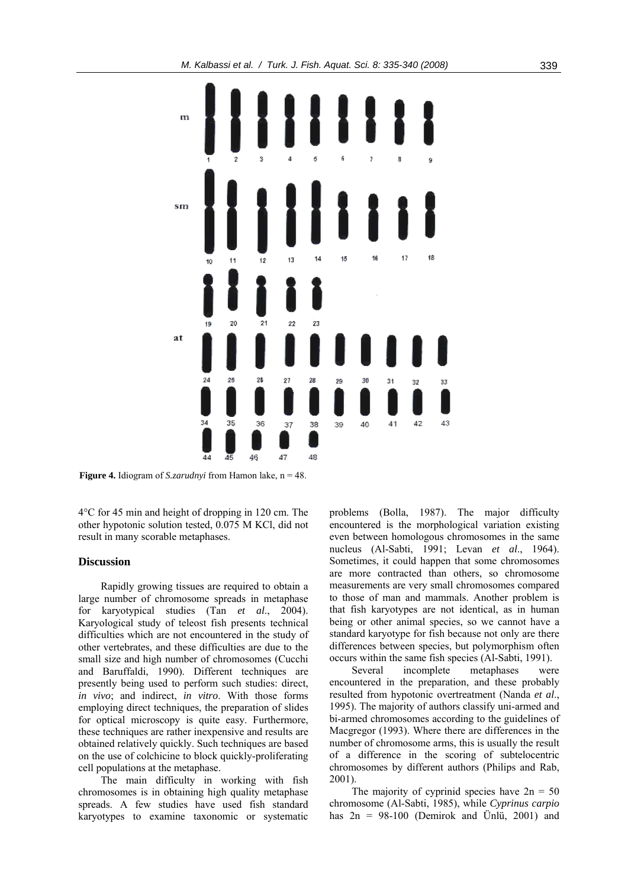**Figure 4.** Idiogram of *S.zarudnyi* from Hamon lake, n = 48.

4°C for 45 min and height of dropping in 120 cm. The other hypotonic solution tested, 0.075 M KCl, did not result in many scorable metaphases.

## Discussion

Rapidly growing tissues are required to obtain a large number of chromosome spreads in metaphase for karyotypical studies (Tan *et al*., 2004). Karyological study of teleost fish presents technical difficulties which are not encountered in the study of other vertebrates, and these difficulties are due to the small size and high number of chromosomes (Cucchi and Baruffaldi, 1990). Different techniques are presently being used to perform such studies: direct, *in vivo*; and indirect, *in vitro*. With those forms employing direct techniques, the preparation of slides for optical microscopy is quite easy. Furthermore, these techniques are rather inexpensive and results are obtained relatively quickly. Such techniques are based on the use of colchicine to block quickly-proliferating cell populations at the metaphase.

The main difficulty in working with fish chromosomes is in obtaining high quality metaphase spreads. A few studies have used fish standard karyotypes to examine taxonomic or systematic problems (Bolla, 1987). The major difficulty encountered is the morphological variation existing even between homologous chromosomes in the same nucleus (Al-Sabti, 1991; Levan *et al*., 1964). Sometimes, it could happen that some chromosomes are more contracted than others, so chromosome measurements are very small chromosomes compared to those of man and mammals. Another problem is that fish karyotypes are not identical, as in human being or other animal species, so we cannot have a standard karyotype for fish because not only are there differences between species, but polymorphism often occurs within the same fish species (Al-Sabti, 1991).

Several incomplete metaphases were encountered in the preparation, and these probably resulted from hypotonic overtreatment (Nanda *et al*., 1995). The majority of authors classify uni-armed and bi-armed chromosomes according to the guidelines of Macgregor (1993). Where there are differences in the number of chromosome arms, this is usually the result of a difference in the scoring of subtelocentric chromosomes by different authors (Philips and Rab, 2001).

The majority of cyprinid species have $2n = 50$ chromosome (Al-Sabti, 1985), while *Cyprinus carpio* has $2n = 98\text{-}100$ (Demirok and Ünlü, 2001) and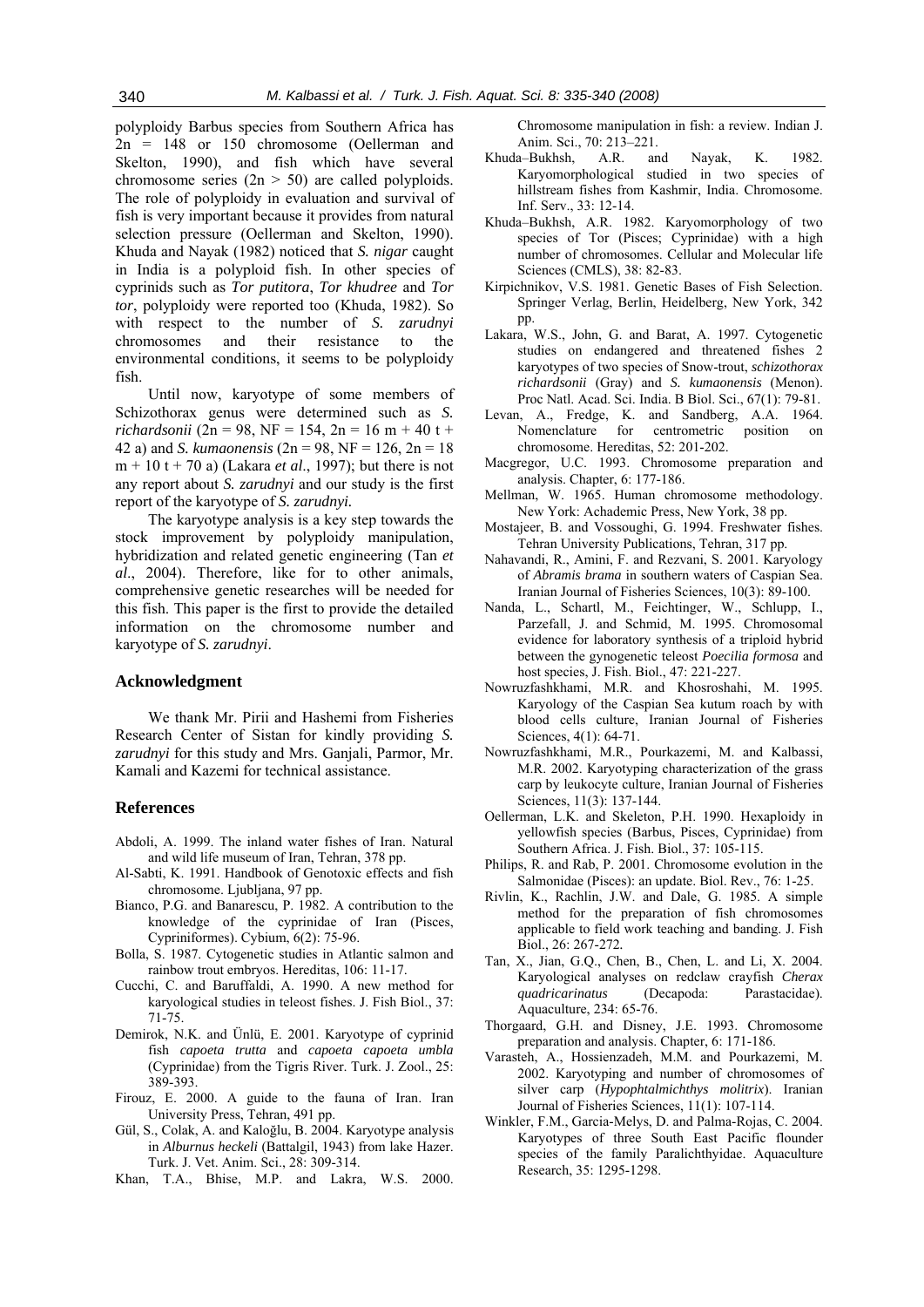polyploidy Barbus species from Southern Africa has 2n = 148 or 150 chromosome (Oellerman and Skelton, 1990), and fish which have several chromosome series (2n > 50) are called polyploids. The role of polyploidy in evaluation and survival of fish is very important because it provides from natural selection pressure (Oellerman and Skelton, 1990). Khuda and Nayak (1982) noticed that *S. nigar* caught in India is a polyploid fish. In other species of cyprinids such as *Tor putitora*, *Tor khudree* and *Tor tor*, polyploidy were reported too (Khuda, 1982). So with respect to the number of *S. zarudnyi* chromosomes and their resistance to the environmental conditions, it seems to be polyploidy fish.

Until now, karyotype of some members of Schizothorax genus were determined such as *S. richardsonii* (2n = 98, NF = 154, 2n = 16 m + 40 t + 42 a) and *S. kumaonensis* (2n = 98, NF = 126, 2n = 18 m + 10 t + 70 a) (Lakara *et al*., 1997); but there is not any report about *S. zarudnyi* and our study is the first report of the karyotype of *S. zarudnyi.*

The karyotype analysis is a key step towards the stock improvement by polyploidy manipulation, hybridization and related genetic engineering (Tan *et al*., 2004). Therefore, like for to other animals, comprehensive genetic researches will be needed for this fish. This paper is the first to provide the detailed information on the chromosome number and karyotype of *S. zarudnyi*.

## Acknowledgment

We thank Mr. Pirii and Hashemi from Fisheries Research Center of Sistan for kindly providing *S. zarudnyi* for this study and Mrs. Ganjali, Parmor, Mr. Kamali and Kazemi for technical assistance.

## References

Abdoli, A. 1999. The inland water fishes of Iran. Natural and wild life museum of Iran, Tehran, 378 pp.

Al-Sabti, K. 1991. Handbook of Genotoxic effects and fish chromosome. Ljubljana, 97 pp.

Bianco, P.G. and Banarescu, P. 1982. A contribution to the knowledge of the cyprinidae of Iran (Pisces, Cypriniformes). Cybium, 6(2): 75-96.

Bolla, S. 1987. Cytogenetic studies in Atlantic salmon and rainbow trout embryos. Hereditas, 106: 11-17.

Cucchi, C. and Baruffaldi, A. 1990. A new method for karyological studies in teleost fishes. J. Fish Biol., 37: 71-75.

Demirok, N.K. and Ünlü, E. 2001. Karyotype of cyprinid fish *capoeta trutta* and *capoeta capoeta umbla* (Cyprinidae) from the Tigris River. Turk. J. Zool., 25: 389-393.

Firouz, E. 2000. A guide to the fauna of Iran. Iran University Press, Tehran, 491 pp.

Gül, S., Colak, A. and Kaloğlu, B. 2004. Karyotype analysis in *Alburnus heckeli* (Battalgil, 1943) from lake Hazer. Turk. J. Vet. Anim. Sci., 28: 309-314.

Khan, T.A., Bhise, M.P. and Lakra, W.S. 2000. Chromosome manipulation in fish: a review. Indian J. Anim. Sci., 70: 213–221.

Khuda–Bukhsh, A.R. and Nayak, K. 1982. Karyomorphological studied in two species of hillstream fishes from Kashmir, India. Chromosome. Inf. Serv., 33: 12-14.

Khuda–Bukhsh, A.R. 1982. Karyomorphology of two species of Tor (Pisces; Cyprinidae) with a high number of chromosomes. Cellular and Molecular life Sciences (CMLS), 38: 82-83.

Kirpichnikov, V.S. 1981. Genetic Bases of Fish Selection. Springer Verlag, Berlin, Heidelberg, New York, 342 pp.

Lakara, W.S., John, G. and Barat, A. 1997. Cytogenetic studies on endangered and threatened fishes 2 karyotypes of two species of Snow-trout, *schizothorax richardsonii* (Gray) and *S. kumaonensis* (Menon). Proc Natl. Acad. Sci. India. B Biol. Sci., 67(1): 79-81.

Levan, A., Fredge, K. and Sandberg, A.A. 1964. Nomenclature for centrometric position on chromosome. Hereditas, 52: 201-202.

Macgregor, U.C. 1993. Chromosome preparation and analysis. Chapter, 6: 177-186.

Mellman, W. 1965. Human chromosome methodology. New York: Achademic Press, New York, 38 pp.

Mostajeer, B. and Vossoughi, G. 1994. Freshwater fishes. Tehran University Publications, Tehran, 317 pp.

Nahavandi, R., Amini, F. and Rezvani, S. 2001. Karyology of *Abramis brama* in southern waters of Caspian Sea. Iranian Journal of Fisheries Sciences, 10(3): 89-100.

Nanda, L., Schartl, M., Feichtinger, W., Schlupp, I., Parzefall, J. and Schmid, M. 1995. Chromosomal evidence for laboratory synthesis of a triploid hybrid between the gynogenetic teleost *Poecilia formosa* and host species, J. Fish. Biol., 47: 221-227.

Nowruzfashkhami, M.R. and Khosroshahi, M. 1995. Karyology of the Caspian Sea kutum roach by with blood cells culture, Iranian Journal of Fisheries Sciences, 4(1): 64-71.

Nowruzfashkhami, M.R., Pourkazemi, M. and Kalbassi, M.R. 2002. Karyotyping characterization of the grass carp by leukocyte culture, Iranian Journal of Fisheries Sciences, 11(3): 137-144.

Oellerman, L.K. and Skeleton, P.H. 1990. Hexaploidy in yellowfish species (Barbus, Pisces, Cyprinidae) from Southern Africa. J. Fish. Biol., 37: 105-115.

Philips, R. and Rab, P. 2001. Chromosome evolution in the Salmonidae (Pisces): an update. Biol. Rev., 76: 1-25.

Rivlin, K., Rachlin, J.W. and Dale, G. 1985. A simple method for the preparation of fish chromosomes applicable to field work teaching and banding. J. Fish Biol., 26: 267-272.

Tan, X., Jian, G.Q., Chen, B., Chen, L. and Li, X. 2004. Karyological analyses on redclaw crayfish *Cherax quadricarinatus* (Decapoda: Parastacidae). Aquaculture, 234: 65-76.

Thorgaard, G.H. and Disney, J.E. 1993. Chromosome preparation and analysis. Chapter, 6: 171-186.

Varasteh, A., Hossienzadeh, M.M. and Pourkazemi, M. 2002. Karyotyping and number of chromosomes of silver carp (*Hypophtalmichthys molitrix*). Iranian Journal of Fisheries Sciences, 11(1): 107-114.

Winkler, F.M., Garcia-Melys, D. and Palma-Rojas, C. 2004. Karyotypes of three South East Pacific flounder species of the family Paralichthyidae. Aquaculture Research, 35: 1295-1298.